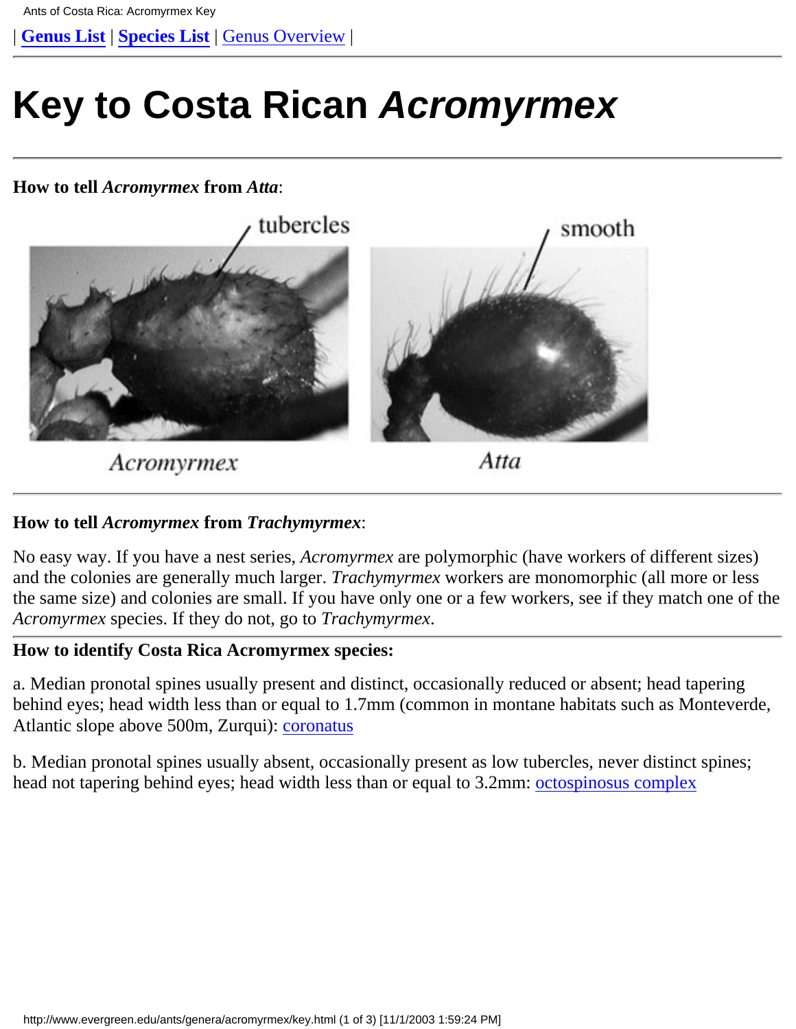| **Genus List** | **Species List** | Genus Overview |

# Key to Costa Rican *Acromyrmex*

**How to tell *Acromyrmex* from *Atta*:**

tubercles

smooth

*Acromyrmex*

*Atta*

**How to tell *Acromyrmex* from *Trachymyrmex*:**

No easy way. If you have a nest series, *Acromyrmex* are polymorphic (have workers of different sizes) and the colonies are generally much larger. *Trachymyrmex* workers are monomorphic (all more or less the same size) and colonies are small. If you have only one or a few workers, see if they match one of the *Acromyrmex* species. If they do not, go to *Trachymyrmex*.

**How to identify Costa Rica Acromyrmex species:**

a. Median pronotal spines usually present and distinct, occasionally reduced or absent; head tapering behind eyes; head width less than or equal to 1.7mm (common in montane habitats such as Monteverde, Atlantic slope above 500m, Zurqui): coronatus

b. Median pronotal spines usually absent, occasionally present as low tubercles, never distinct spines; head not tapering behind eyes; head width less than or equal to 3.2mm: octospinosus complex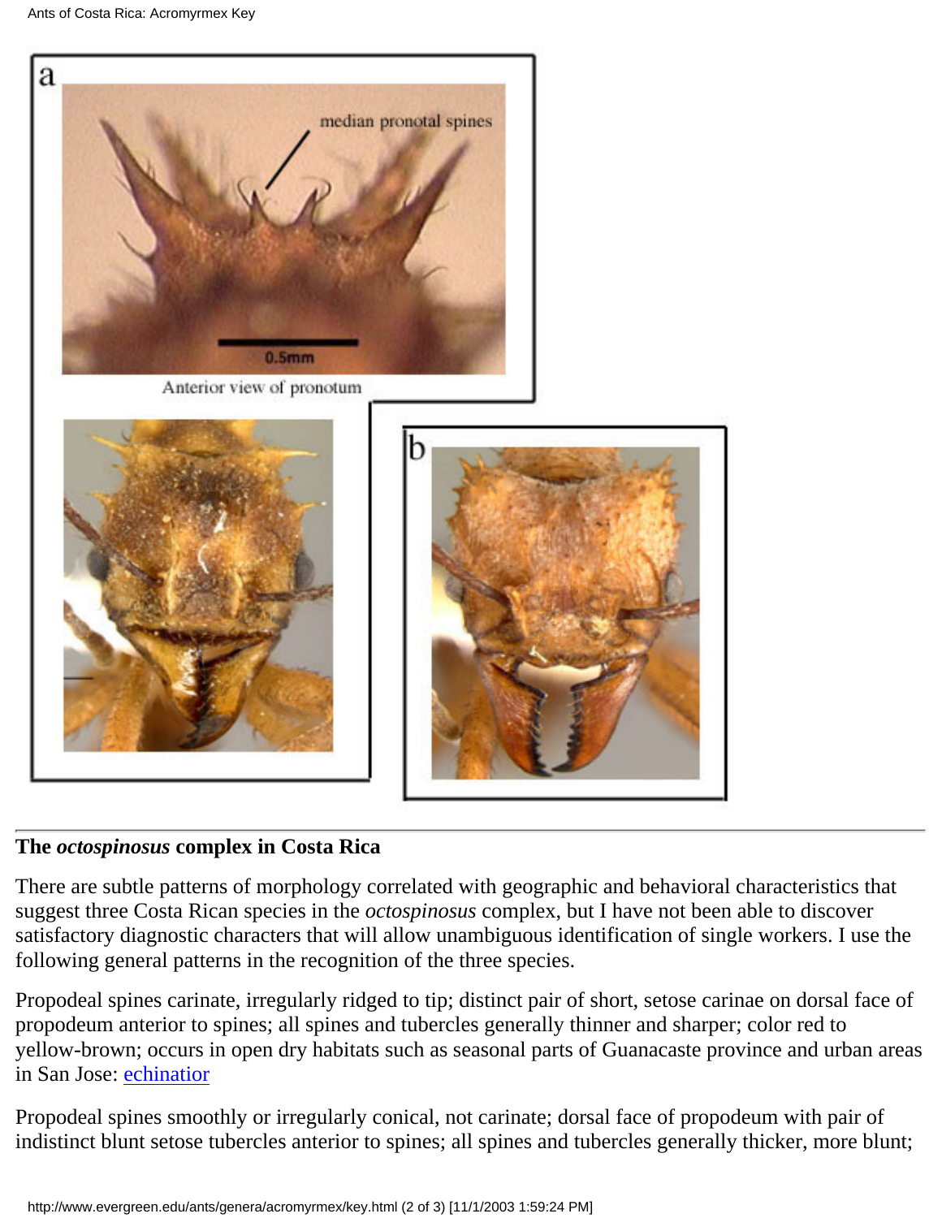a

median pronotal spines

0.5mm

Anterior view of pronotum

b

---

**The *octospinosus* complex in Costa Rica**

There are subtle patterns of morphology correlated with geographic and behavioral characteristics that suggest three Costa Rican species in the *octospinosus* complex, but I have not been able to discover satisfactory diagnostic characters that will allow unambiguous identification of single workers. I use the following general patterns in the recognition of the three species.

Propodeal spines carinate, irregularly ridged to tip; distinct pair of short, setose carinae on dorsal face of propodeum anterior to spines; all spines and tubercles generally thinner and sharper; color red to yellow-brown; occurs in open dry habitats such as seasonal parts of Guanacaste province and urban areas in San Jose: [echinatior]

Propodeal spines smoothly or irregularly conical, not carinate; dorsal face of propodeum with pair of indistinct blunt setose tubercles anterior to spines; all spines and tubercles generally thicker, more blunt;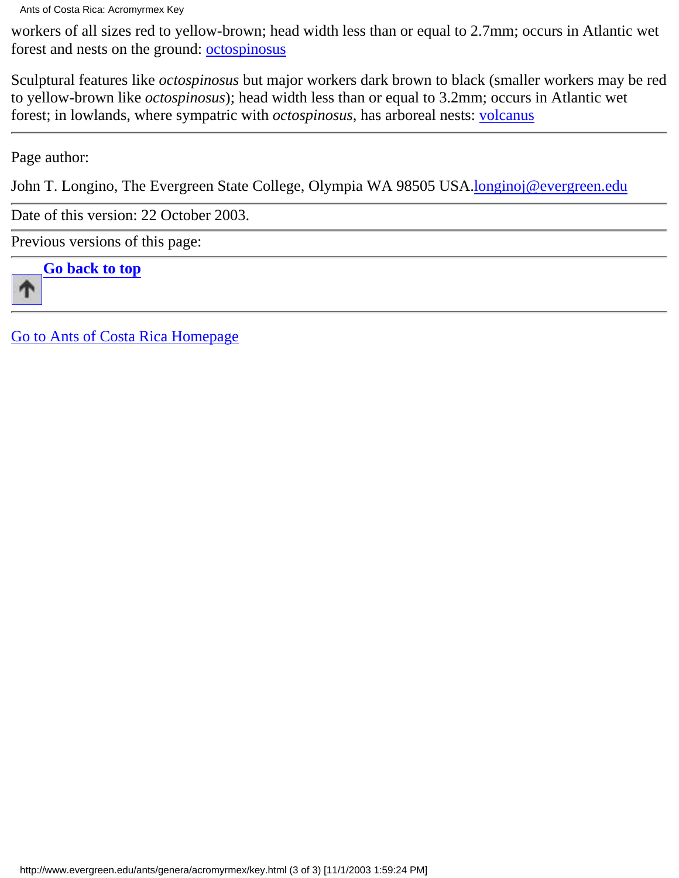workers of all sizes red to yellow-brown; head width less than or equal to 2.7mm; occurs in Atlantic wet forest and nests on the ground: octospinosus

Sculptural features like *octospinosus* but major workers dark brown to black (smaller workers may be red to yellow-brown like *octospinosus*); head width less than or equal to 3.2mm; occurs in Atlantic wet forest; in lowlands, where sympatric with *octospinosus*, has arboreal nests: volcanus

---

Page author:

John T. Longino, The Evergreen State College, Olympia WA 98505 USA.longinoj@evergreen.edu

---

Date of this version: 22 October 2003.

---

Previous versions of this page:

---

**Go back to top**

---

Go to Ants of Costa Rica Homepage